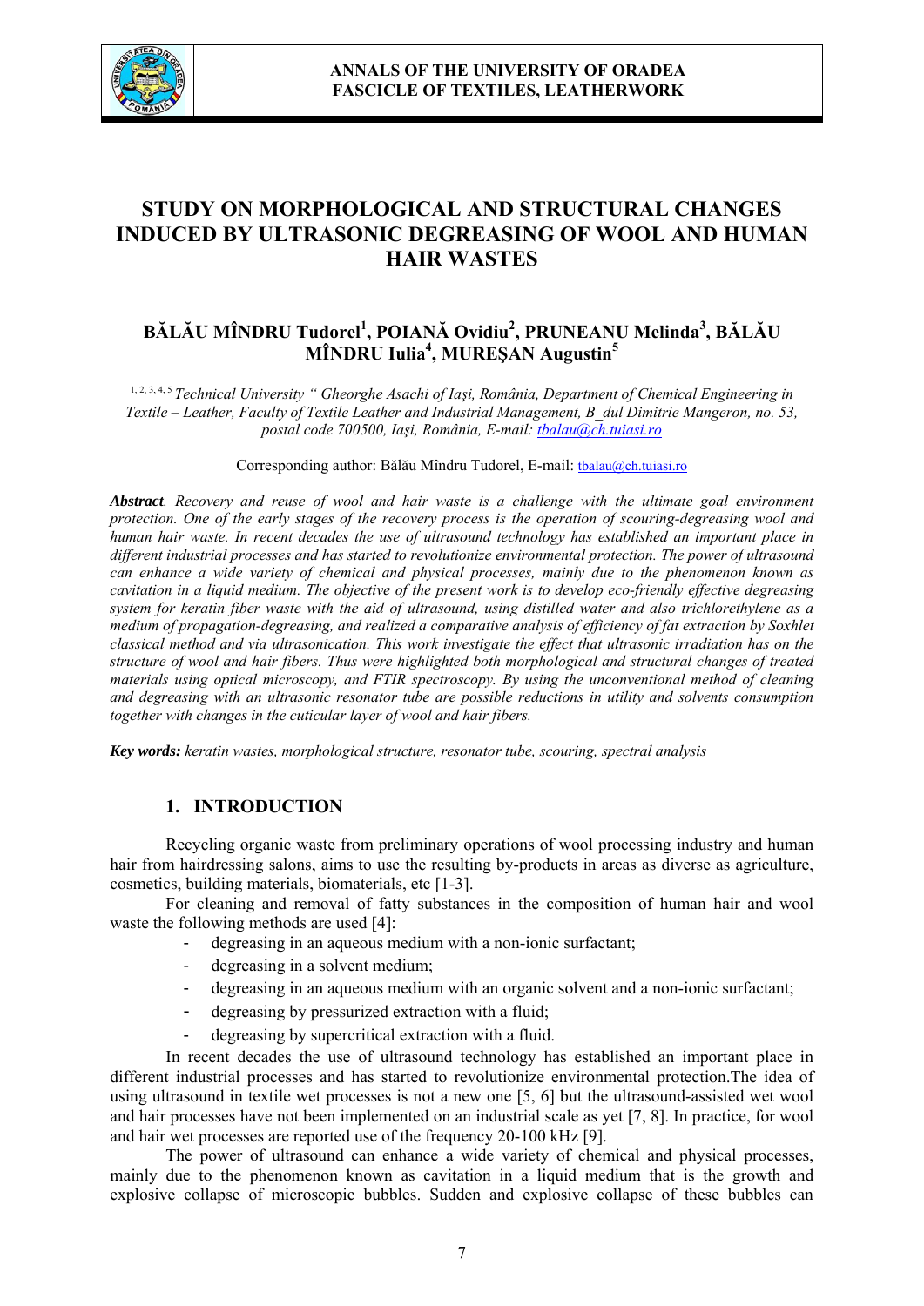# STUDY ON MORPHOLOGICAL AND STRUCTURAL CHANGES INDUCED BY ULTRASONIC DEGREASING OF WOOL AND HUMAN HAIR WASTES

**BĂLĂU MÎNDRU Tudorel[1], POIANĂ Ovidiu[2], PRUNEANU Melinda[3], BĂLĂU MÎNDRU Iulia[4], MUREȘAN Augustin[5]**

[1, 2, 3, 4, 5] *Technical University " Gheorghe Asachi of Iași, România, Department of Chemical Engineering in Textile – Leather, Faculty of Textile Leather and Industrial Management, B_dul Dimitrie Mangeron, no. 53, postal code 700500, Iași, România, E-mail: tbalau@ch.tuiasi.ro*

Corresponding author: Bălău Mîndru Tudorel, E-mail: tbalau@ch.tuiasi.ro

***Abstract**. Recovery and reuse of wool and hair waste is a challenge with the ultimate goal environment protection. One of the early stages of the recovery process is the operation of scouring-degreasing wool and human hair waste. In recent decades the use of ultrasound technology has established an important place in different industrial processes and has started to revolutionize environmental protection. The power of ultrasound can enhance a wide variety of chemical and physical processes, mainly due to the phenomenon known as cavitation in a liquid medium. The objective of the present work is to develop eco-friendly effective degreasing system for keratin fiber waste with the aid of ultrasound, using distilled water and also trichlorethylene as a medium of propagation-degreasing, and realized a comparative analysis of efficiency of fat extraction by Soxhlet classical method and via ultrasonication. This work investigate the effect that ultrasonic irradiation has on the structure of wool and hair fibers. Thus were highlighted both morphological and structural changes of treated materials using optical microscopy, and FTIR spectroscopy. By using the unconventional method of cleaning and degreasing with an ultrasonic resonator tube are possible reductions in utility and solvents consumption together with changes in the cuticular layer of wool and hair fibers.*

***Key words:** keratin wastes, morphological structure, resonator tube, scouring, spectral analysis*

## 1. INTRODUCTION

Recycling organic waste from preliminary operations of wool processing industry and human hair from hairdressing salons, aims to use the resulting by-products in areas as diverse as agriculture, cosmetics, building materials, biomaterials, etc [1-3].

For cleaning and removal of fatty substances in the composition of human hair and wool waste the following methods are used [4]:

- degreasing in an aqueous medium with a non-ionic surfactant;
- degreasing in a solvent medium;
- degreasing in an aqueous medium with an organic solvent and a non-ionic surfactant;
- degreasing by pressurized extraction with a fluid;
- degreasing by supercritical extraction with a fluid.

In recent decades the use of ultrasound technology has established an important place in different industrial processes and has started to revolutionize environmental protection.The idea of using ultrasound in textile wet processes is not a new one [5, 6] but the ultrasound-assisted wet wool and hair processes have not been implemented on an industrial scale as yet [7, 8]. In practice, for wool and hair wet processes are reported use of the frequency 20-100 kHz [9].

The power of ultrasound can enhance a wide variety of chemical and physical processes, mainly due to the phenomenon known as cavitation in a liquid medium that is the growth and explosive collapse of microscopic bubbles. Sudden and explosive collapse of these bubbles can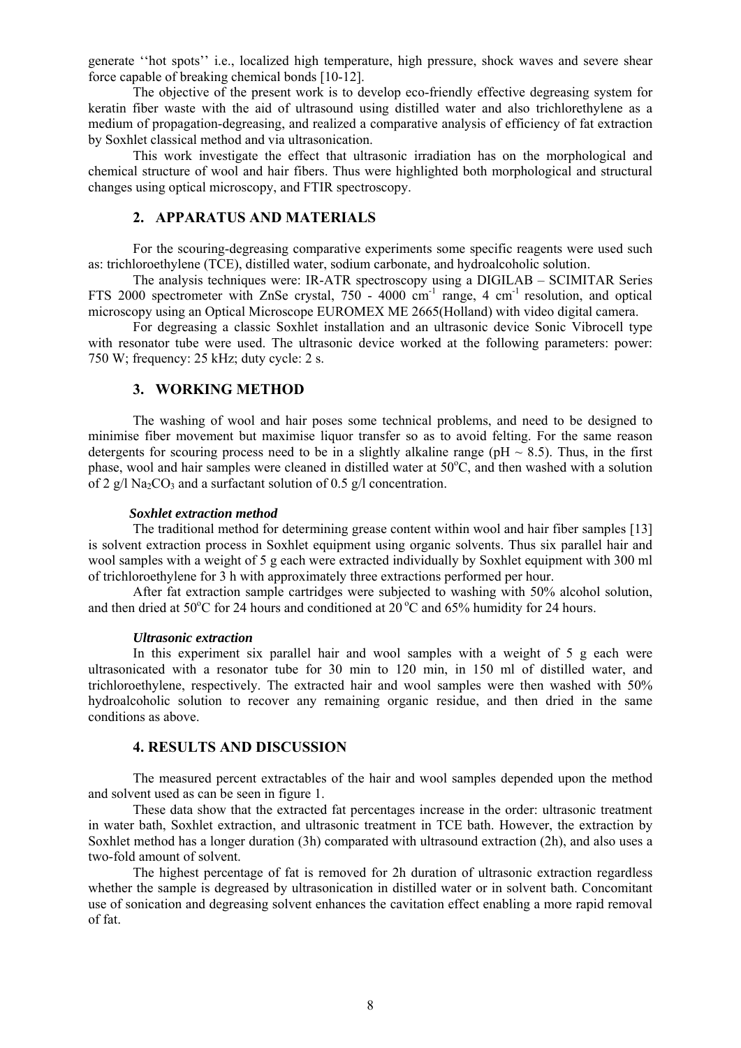generate ''hot spots'' i.e., localized high temperature, high pressure, shock waves and severe shear force capable of breaking chemical bonds [10-12].

The objective of the present work is to develop eco-friendly effective degreasing system for keratin fiber waste with the aid of ultrasound using distilled water and also trichlorethylene as a medium of propagation-degreasing, and realized a comparative analysis of efficiency of fat extraction by Soxhlet classical method and via ultrasonication.

This work investigate the effect that ultrasonic irradiation has on the morphological and chemical structure of wool and hair fibers. Thus were highlighted both morphological and structural changes using optical microscopy, and FTIR spectroscopy.

## 2. APPARATUS AND MATERIALS

For the scouring-degreasing comparative experiments some specific reagents were used such as: trichloroethylene (TCE), distilled water, sodium carbonate, and hydroalcoholic solution.

The analysis techniques were: IR-ATR spectroscopy using a DIGILAB – SCIMITAR Series FTS 2000 spectrometer with ZnSe crystal, 750 - 4000 $cm^{-1}$ range, 4 $cm^{-1}$ resolution, and optical microscopy using an Optical Microscope EUROMEX ME 2665(Holland) with video digital camera.

For degreasing a classic Soxhlet installation and an ultrasonic device Sonic Vibrocell type with resonator tube were used. The ultrasonic device worked at the following parameters: power: 750 W; frequency: 25 kHz; duty cycle: 2 s.

## 3. WORKING METHOD

The washing of wool and hair poses some technical problems, and need to be designed to minimise fiber movement but maximise liquor transfer so as to avoid felting. For the same reason detergents for scouring process need to be in a slightly alkaline range (pH ~ 8.5). Thus, in the first phase, wool and hair samples were cleaned in distilled water at 50°C, and then washed with a solution of 2 g/l $Na_2CO_3$ and a surfactant solution of 0.5 g/l concentration.

***Soxhlet extraction method***

The traditional method for determining grease content within wool and hair fiber samples [13] is solvent extraction process in Soxhlet equipment using organic solvents. Thus six parallel hair and wool samples with a weight of 5 g each were extracted individually by Soxhlet equipment with 300 ml of trichloroethylene for 3 h with approximately three extractions performed per hour.

After fat extraction sample cartridges were subjected to washing with 50% alcohol solution, and then dried at 50°C for 24 hours and conditioned at 20 °C and 65% humidity for 24 hours.

***Ultrasonic extraction***

In this experiment six parallel hair and wool samples with a weight of 5 g each were ultrasonicated with a resonator tube for 30 min to 120 min, in 150 ml of distilled water, and trichloroethylene, respectively. The extracted hair and wool samples were then washed with 50% hydroalcoholic solution to recover any remaining organic residue, and then dried in the same conditions as above.

## 4. RESULTS AND DISCUSSION

The measured percent extractables of the hair and wool samples depended upon the method and solvent used as can be seen in figure 1.

These data show that the extracted fat percentages increase in the order: ultrasonic treatment in water bath, Soxhlet extraction, and ultrasonic treatment in TCE bath. However, the extraction by Soxhlet method has a longer duration (3h) comparated with ultrasound extraction (2h), and also uses a two-fold amount of solvent.

The highest percentage of fat is removed for 2h duration of ultrasonic extraction regardless whether the sample is degreased by ultrasonication in distilled water or in solvent bath. Concomitant use of sonication and degreasing solvent enhances the cavitation effect enabling a more rapid removal of fat.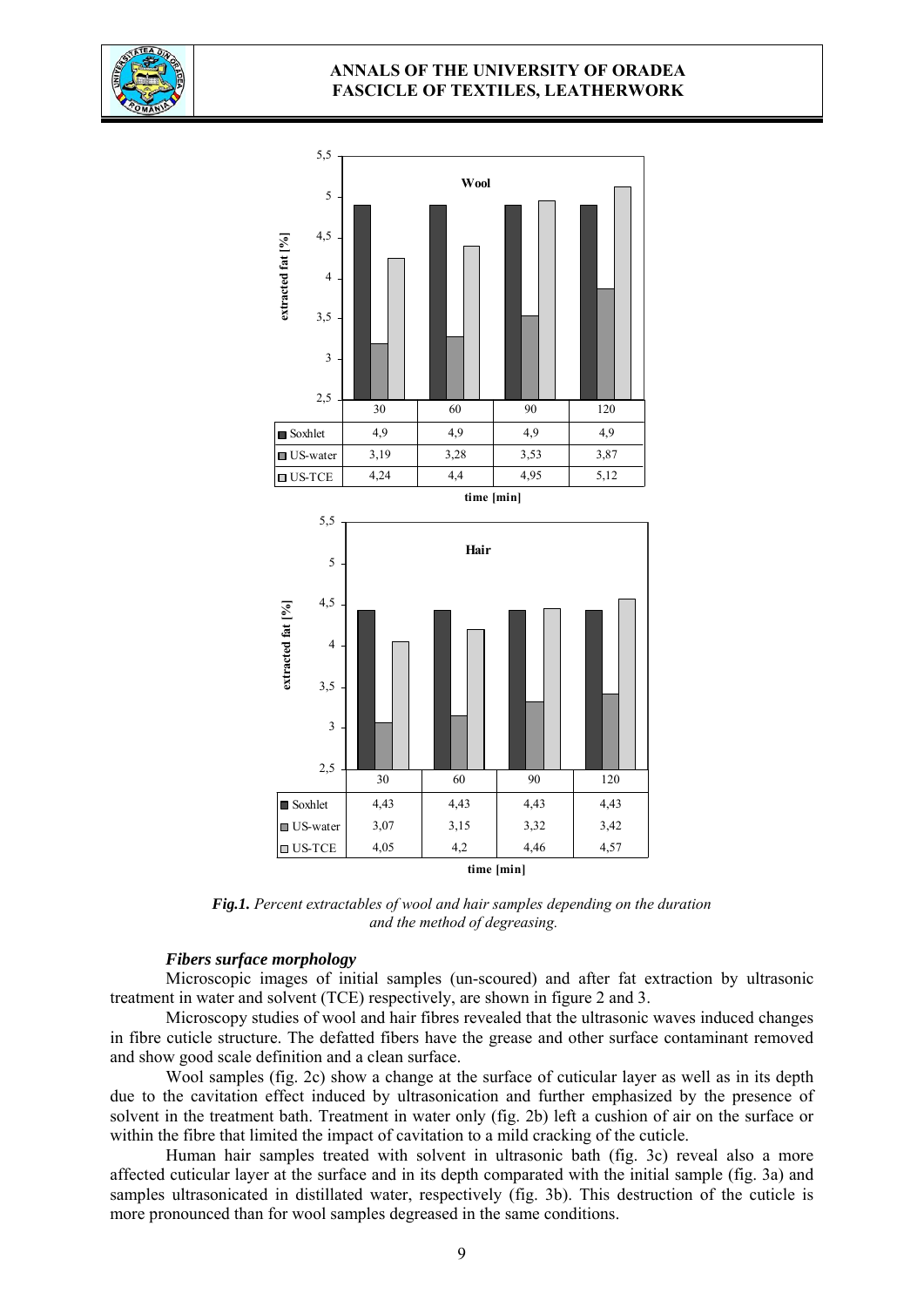| Wool | 30 | 60 | 90 | 120 |
|---|---|---|---|---|
| Soxhlet | 4,9 | 4,9 | 4,9 | 4,9 |
| US-water | 3,19 | 3,28 | 3,53 | 3,87 |
| US-TCE | 4,24 | 4,4 | 4,95 | 5,12 |

| Hair | 30 | 60 | 90 | 120 |
|---|---|---|---|---|
| Soxhlet | 4,43 | 4,43 | 4,43 | 4,43 |
| US-water | 3,07 | 3,15 | 3,32 | 3,42 |
| US-TCE | 4,05 | 4,2 | 4,46 | 4,57 |

*Fig.1. Percent extractables of wool and hair samples depending on the duration and the method of degreasing.*

### *Fibers surface morphology*

Microscopic images of initial samples (un-scoured) and after fat extraction by ultrasonic treatment in water and solvent (TCE) respectively, are shown in figure 2 and 3.

Microscopy studies of wool and hair fibres revealed that the ultrasonic waves induced changes in fibre cuticle structure. The defatted fibers have the grease and other surface contaminant removed and show good scale definition and a clean surface.

Wool samples (fig. 2c) show a change at the surface of cuticular layer as well as in its depth due to the cavitation effect induced by ultrasonication and further emphasized by the presence of solvent in the treatment bath. Treatment in water only (fig. 2b) left a cushion of air on the surface or within the fibre that limited the impact of cavitation to a mild cracking of the cuticle.

Human hair samples treated with solvent in ultrasonic bath (fig. 3c) reveal also a more affected cuticular layer at the surface and in its depth comparated with the initial sample (fig. 3a) and samples ultrasonicated in distillated water, respectively (fig. 3b). This destruction of the cuticle is more pronounced than for wool samples degreased in the same conditions.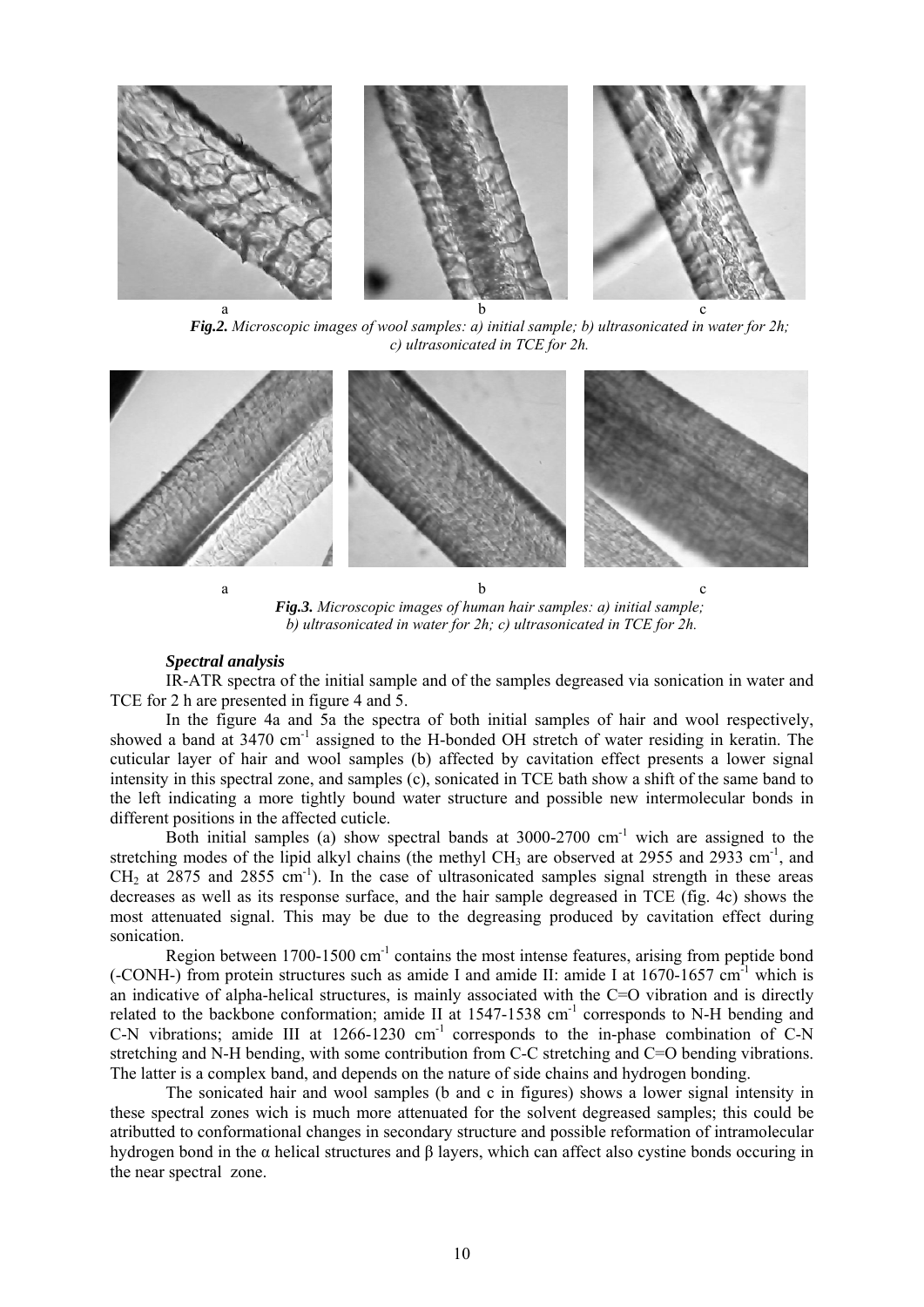a b c

***Fig.2.*** *Microscopic images of wool samples: a) initial sample; b) ultrasonicated in water for 2h; c) ultrasonicated in TCE for 2h.*

a b c

***Fig.3.*** *Microscopic images of human hair samples: a) initial sample; b) ultrasonicated in water for 2h; c) ultrasonicated in TCE for 2h.*

***Spectral analysis***

IR-ATR spectra of the initial sample and of the samples degreased via sonication in water and TCE for 2 h are presented in figure 4 and 5.

In the figure 4a and 5a the spectra of both initial samples of hair and wool respectively, showed a band at 3470 $cm^{-1}$ assigned to the H-bonded OH stretch of water residing in keratin. The cuticular layer of hair and wool samples (b) affected by cavitation effect presents a lower signal intensity in this spectral zone, and samples (c), sonicated in TCE bath show a shift of the same band to the left indicating a more tightly bound water structure and possible new intermolecular bonds in different positions in the affected cuticle.

Both initial samples (a) show spectral bands at 3000-2700 $cm^{-1}$ wich are assigned to the stretching modes of the lipid alkyl chains (the methyl $CH_3$ are observed at 2955 and 2933 $cm^{-1}$, and $CH_2$ at 2875 and 2855 $cm^{-1}$). In the case of ultrasonicated samples signal strength in these areas decreases as well as its response surface, and the hair sample degreased in TCE (fig. 4c) shows the most attenuated signal. This may be due to the degreasing produced by cavitation effect during sonication.

Region between 1700-1500 $cm^{-1}$ contains the most intense features, arising from peptide bond (-CONH-) from protein structures such as amide I and amide II: amide I at 1670-1657 $cm^{-1}$ which is an indicative of alpha-helical structures, is mainly associated with the C=O vibration and is directly related to the backbone conformation; amide II at 1547-1538 $cm^{-1}$ corresponds to N-H bending and C-N vibrations; amide III at 1266-1230 $cm^{-1}$ corresponds to the in-phase combination of C-N stretching and N-H bending, with some contribution from C-C stretching and C=O bending vibrations. The latter is a complex band, and depends on the nature of side chains and hydrogen bonding.

The sonicated hair and wool samples (b and c in figures) shows a lower signal intensity in these spectral zones wich is much more attenuated for the solvent degreased samples; this could be atributted to conformational changes in secondary structure and possible reformation of intramolecular hydrogen bond in the $\alpha$ helical structures and $\beta$ layers, which can affect also cystine bonds occuring in the near spectral zone.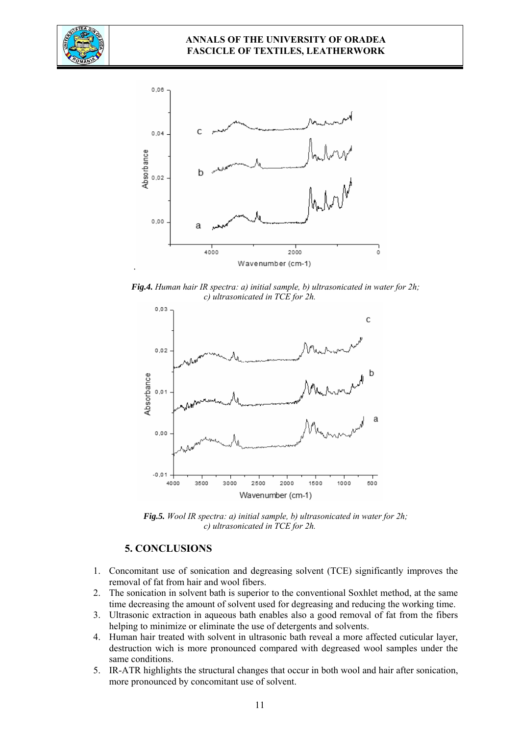*Fig.4. Human hair IR spectra: a) initial sample, b) ultrasonicated in water for 2h; c) ultrasonicated in TCE for 2h.*

*Fig.5. Wool IR spectra: a) initial sample, b) ultrasonicated in water for 2h; c) ultrasonicated in TCE for 2h.*

## 5. CONCLUSIONS

1. Concomitant use of sonication and degreasing solvent (TCE) significantly improves the removal of fat from hair and wool fibers.
2. The sonication in solvent bath is superior to the conventional Soxhlet method, at the same time decreasing the amount of solvent used for degreasing and reducing the working time.
3. Ultrasonic extraction in aqueous bath enables also a good removal of fat from the fibers helping to minimize or eliminate the use of detergents and solvents.
4. Human hair treated with solvent in ultrasonic bath reveal a more affected cuticular layer, destruction wich is more pronounced compared with degreased wool samples under the same conditions.
5. IR-ATR highlights the structural changes that occur in both wool and hair after sonication, more pronounced by concomitant use of solvent.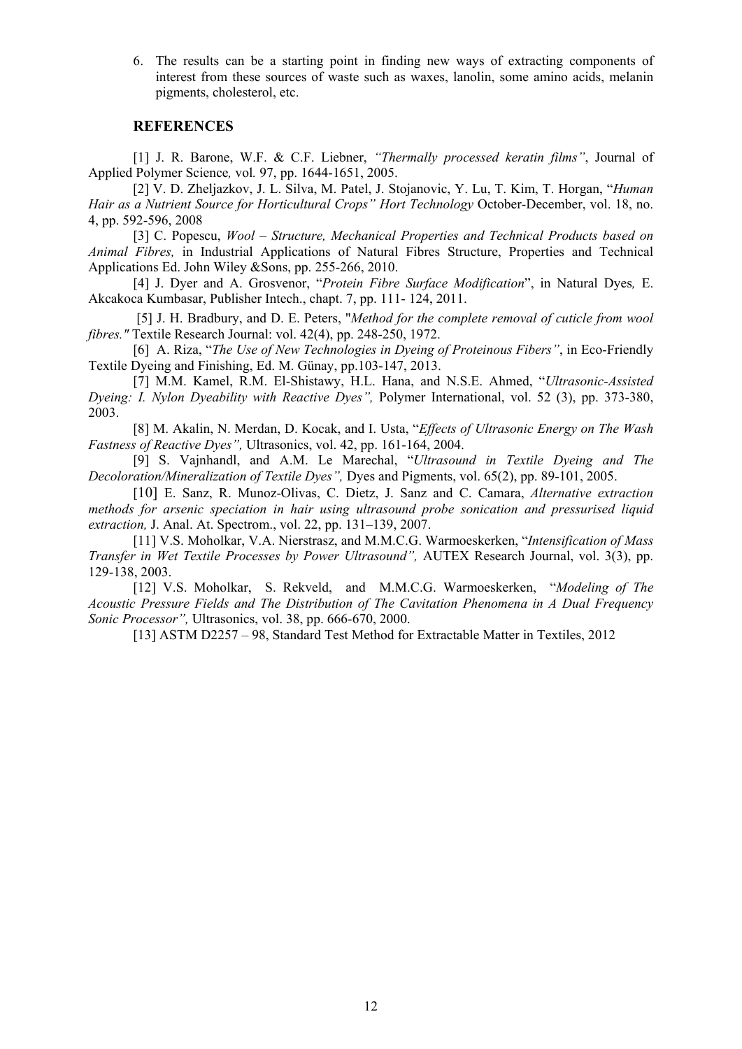6. The results can be a starting point in finding new ways of extracting components of interest from these sources of waste such as waxes, lanolin, some amino acids, melanin pigments, cholesterol, etc.

## REFERENCES

[1] J. R. Barone, W.F. & C.F. Liebner, *"Thermally processed keratin films"*, Journal of Applied Polymer Science*,* vol*.* 97, pp. 1644-1651, 2005.

[2] V. D. Zheljazkov, J. L. Silva, M. Patel, J. Stojanovic, Y. Lu, T. Kim, T. Horgan, "*Human Hair as a Nutrient Source for Horticultural Crops" Hort Technology* October-December, vol. 18, no. 4, pp. 592-596, 2008

[3] C. Popescu, *Wool – Structure, Mechanical Properties and Technical Products based on Animal Fibres,* in Industrial Applications of Natural Fibres Structure, Properties and Technical Applications Ed. John Wiley &Sons, pp. 255-266, 2010.

[4] J. Dyer and A. Grosvenor, "*Protein Fibre Surface Modification*", in Natural Dyes*,* E. Akcakoca Kumbasar, Publisher Intech., chapt. 7, pp. 111- 124, 2011.

[5] J. H. Bradbury, and D. E. Peters, "*Method for the complete removal of cuticle from wool fibres."* Textile Research Journal: vol. 42(4), pp. 248-250, 1972.

[6] A. Riza, "*The Use of New Technologies in Dyeing of Proteinous Fibers"*, in Eco-Friendly Textile Dyeing and Finishing, Ed. M. Günay, pp.103-147, 2013.

[7] M.M. Kamel, R.M. El-Shistawy, H.L. Hana, and N.S.E. Ahmed, "*Ultrasonic-Assisted Dyeing: I. Nylon Dyeability with Reactive Dyes",* Polymer International, vol. 52 (3), pp. 373-380, 2003.

[8] M. Akalin, N. Merdan, D. Kocak, and I. Usta, "*Effects of Ultrasonic Energy on The Wash Fastness of Reactive Dyes",* Ultrasonics, vol. 42, pp. 161-164, 2004.

[9] S. Vajnhandl, and A.M. Le Marechal, "*Ultrasound in Textile Dyeing and The Decoloration/Mineralization of Textile Dyes",* Dyes and Pigments, vol. 65(2), pp. 89-101, 2005.

[10] E. Sanz, R. Munoz-Olivas, C. Dietz, J. Sanz and C. Camara, *Alternative extraction methods for arsenic speciation in hair using ultrasound probe sonication and pressurised liquid extraction,* J. Anal. At. Spectrom., vol. 22, pp. 131–139, 2007.

[11] V.S. Moholkar, V.A. Nierstrasz, and M.M.C.G. Warmoeskerken, "*Intensification of Mass Transfer in Wet Textile Processes by Power Ultrasound",* AUTEX Research Journal, vol. 3(3), pp. 129-138, 2003.

[12] V.S. Moholkar, S. Rekveld, and M.M.C.G. Warmoeskerken, "*Modeling of The Acoustic Pressure Fields and The Distribution of The Cavitation Phenomena in A Dual Frequency Sonic Processor",* Ultrasonics, vol. 38, pp. 666-670, 2000.

[13] ASTM D2257 – 98, Standard Test Method for Extractable Matter in Textiles, 2012